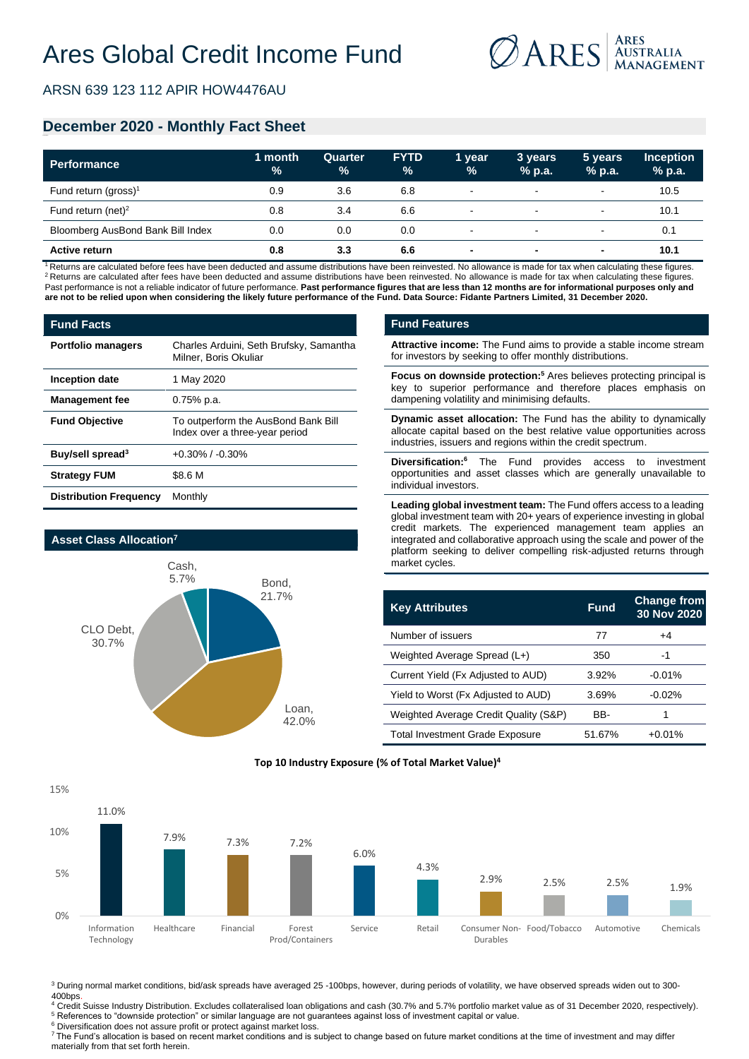# Ares Global Credit Income Fund

ARSN 639 123 112 APIR HOW4476AU

## December 2020 - Monthly Fact Sheet

| Performance | 1 month % | Quarter % | FYTD % | 1 year % | 3 years % p.a. | 5 years % p.a. | Inception % p.a. |
|---|---|---|---|---|---|---|---|
| Fund return (gross)[1] | 0.9 | 3.6 | 6.8 | - | - | - | 10.5 |
| Fund return (net)[2] | 0.8 | 3.4 | 6.6 | - | - | - | 10.1 |
| Bloomberg AusBond Bank Bill Index | 0.0 | 0.0 | 0.0 | - | - | - | 0.1 |
| **Active return** | **0.8** | **3.3** | **6.6** | **-** | **-** | **-** | **10.1** |

[1] Returns are calculated before fees have been deducted and assume distributions have been reinvested. No allowance is made for tax when calculating these figures.
[2] Returns are calculated after fees have been deducted and assume distributions have been reinvested. No allowance is made for tax when calculating these figures.
Past performance is not a reliable indicator of future performance. **Past performance figures that are less than 12 months are for informational purposes only and are not to be relied upon when considering the likely future performance of the Fund. Data Source: Fidante Partners Limited, 31 December 2020.**

### Fund Facts

| | |
|---|---|
| **Portfolio managers** | Charles Arduini, Seth Brufsky, Samantha Milner, Boris Okuliar |
| **Inception date** | 1 May 2020 |
| **Management fee** | 0.75% p.a. |
| **Fund Objective** | To outperform the AusBond Bank Bill Index over a three-year period |
| **Buy/sell spread[3]** | +0.30% / -0.30% |
| **Strategy FUM** | $8.6 M |
| **Distribution Frequency** | Monthly |

### Asset Class Allocation[7]

| Asset Class | % |
|---|---|
| Bond | 21.7% |
| Loan | 42.0% |
| CLO Debt | 30.7% |
| Cash | 5.7% |

### Fund Features

**Attractive income:** The Fund aims to provide a stable income stream for investors by seeking to offer monthly distributions.

**Focus on downside protection:[5]** Ares believes protecting principal is key to superior performance and therefore places emphasis on dampening volatility and minimising defaults.

**Dynamic asset allocation:** The Fund has the ability to dynamically allocate capital based on the best relative value opportunities across industries, issuers and regions within the credit spectrum.

**Diversification:[6]** The Fund provides access to investment opportunities and asset classes which are generally unavailable to individual investors.

**Leading global investment team:** The Fund offers access to a leading global investment team with 20+ years of experience investing in global credit markets. The experienced management team applies an integrated and collaborative approach using the scale and power of the platform seeking to deliver compelling risk-adjusted returns through market cycles.

| Key Attributes | Fund | Change from 30 Nov 2020 |
|---|---|---|
| Number of issuers | 77 | +4 |
| Weighted Average Spread (L+) | 350 | -1 |
| Current Yield (Fx Adjusted to AUD) | 3.92% | -0.01% |
| Yield to Worst (Fx Adjusted to AUD) | 3.69% | -0.02% |
| Weighted Average Credit Quality (S&P) | BB- | 1 |
| Total Investment Grade Exposure | 51.67% | +0.01% |

### Top 10 Industry Exposure (% of Total Market Value)[4]

| Industry | % |
|---|---|
| Information Technology | 11.0% |
| Healthcare | 7.9% |
| Financial | 7.3% |
| Forest Prod/Containers | 7.2% |
| Service | 6.0% |
| Retail | 4.3% |
| Consumer Non-Durables | 2.9% |
| Food/Tobacco | 2.5% |
| Automotive | 2.5% |
| Chemicals | 1.9% |

[3] During normal market conditions, bid/ask spreads have averaged 25 -100bps, however, during periods of volatility, we have observed spreads widen out to 300-400bps.
[4] Credit Suisse Industry Distribution. Excludes collateralised loan obligations and cash (30.7% and 5.7% portfolio market value as of 31 December 2020, respectively).
[5] References to "downside protection" or similar language are not guarantees against loss of investment capital or value.
[6] Diversification does not assure profit or protect against market loss.
[7] The Fund's allocation is based on recent market conditions and is subject to change based on future market conditions at the time of investment and may differ materially from that set forth herein.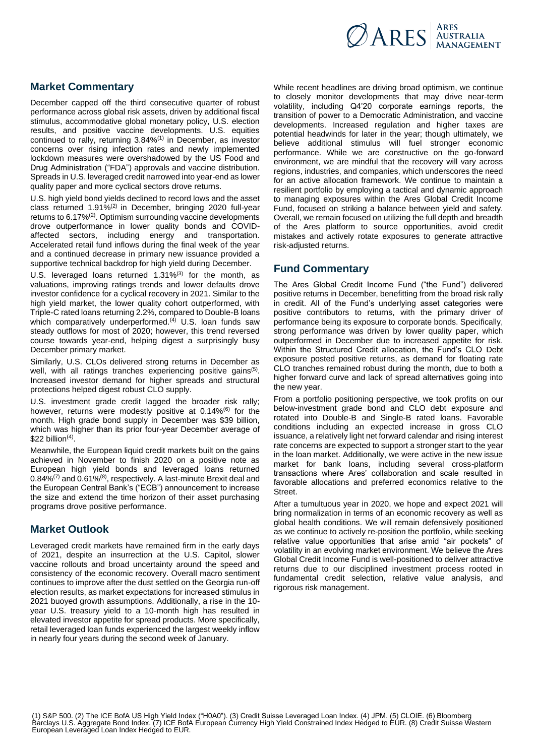## Market Commentary

December capped off the third consecutive quarter of robust performance across global risk assets, driven by additional fiscal stimulus, accommodative global monetary policy, U.S. election results, and positive vaccine developments. U.S. equities continued to rally, returning 3.84%[1] in December, as investor concerns over rising infection rates and newly implemented lockdown measures were overshadowed by the US Food and Drug Administration ("FDA") approvals and vaccine distribution. Spreads in U.S. leveraged credit narrowed into year-end as lower quality paper and more cyclical sectors drove returns.

U.S. high yield bond yields declined to record lows and the asset class returned 1.91%[2] in December, bringing 2020 full-year returns to 6.17%[2]. Optimism surrounding vaccine developments drove outperformance in lower quality bonds and COVID-affected sectors, including energy and transportation. Accelerated retail fund inflows during the final week of the year and a continued decrease in primary new issuance provided a supportive technical backdrop for high yield during December.

U.S. leveraged loans returned 1.31%[3] for the month, as valuations, improving ratings trends and lower defaults drove investor confidence for a cyclical recovery in 2021. Similar to the high yield market, the lower quality cohort outperformed, with Triple-C rated loans returning 2.2%, compared to Double-B loans which comparatively underperformed.[4] U.S. loan funds saw steady outflows for most of 2020; however, this trend reversed course towards year-end, helping digest a surprisingly busy December primary market.

Similarly, U.S. CLOs delivered strong returns in December as well, with all ratings tranches experiencing positive gains[5]. Increased investor demand for higher spreads and structural protections helped digest robust CLO supply.

U.S. investment grade credit lagged the broader risk rally; however, returns were modestly positive at 0.14%[6] for the month. High grade bond supply in December was $39 billion, which was higher than its prior four-year December average of $22 billion[4].

Meanwhile, the European liquid credit markets built on the gains achieved in November to finish 2020 on a positive note as European high yield bonds and leveraged loans returned 0.84%[7] and 0.61%[8], respectively. A last-minute Brexit deal and the European Central Bank's ("ECB") announcement to increase the size and extend the time horizon of their asset purchasing programs drove positive performance.

## Market Outlook

Leveraged credit markets have remained firm in the early days of 2021, despite an insurrection at the U.S. Capitol, slower vaccine rollouts and broad uncertainty around the speed and consistency of the economic recovery. Overall macro sentiment continues to improve after the dust settled on the Georgia run-off election results, as market expectations for increased stimulus in 2021 buoyed growth assumptions. Additionally, a rise in the 10-year U.S. treasury yield to a 10-month high has resulted in elevated investor appetite for spread products. More specifically, retail leveraged loan funds experienced the largest weekly inflow in nearly four years during the second week of January.

While recent headlines are driving broad optimism, we continue to closely monitor developments that may drive near-term volatility, including Q4'20 corporate earnings reports, the transition of power to a Democratic Administration, and vaccine developments. Increased regulation and higher taxes are potential headwinds for later in the year; though ultimately, we believe additional stimulus will fuel stronger economic performance. While we are constructive on the go-forward environment, we are mindful that the recovery will vary across regions, industries, and companies, which underscores the need for an active allocation framework. We continue to maintain a resilient portfolio by employing a tactical and dynamic approach to managing exposures within the Ares Global Credit Income Fund, focused on striking a balance between yield and safety. Overall, we remain focused on utilizing the full depth and breadth of the Ares platform to source opportunities, avoid credit mistakes and actively rotate exposures to generate attractive risk-adjusted returns.

## Fund Commentary

The Ares Global Credit Income Fund ("the Fund") delivered positive returns in December, benefitting from the broad risk rally in credit. All of the Fund's underlying asset categories were positive contributors to returns, with the primary driver of performance being its exposure to corporate bonds. Specifically, strong performance was driven by lower quality paper, which outperformed in December due to increased appetite for risk. Within the Structured Credit allocation, the Fund's CLO Debt exposure posted positive returns, as demand for floating rate CLO tranches remained robust during the month, due to both a higher forward curve and lack of spread alternatives going into the new year.

From a portfolio positioning perspective, we took profits on our below-investment grade bond and CLO debt exposure and rotated into Double-B and Single-B rated loans. Favorable conditions including an expected increase in gross CLO issuance, a relatively light net forward calendar and rising interest rate concerns are expected to support a stronger start to the year in the loan market. Additionally, we were active in the new issue market for bank loans, including several cross-platform transactions where Ares' collaboration and scale resulted in favorable allocations and preferred economics relative to the Street.

After a tumultuous year in 2020, we hope and expect 2021 will bring normalization in terms of an economic recovery as well as global health conditions. We will remain defensively positioned as we continue to actively re-position the portfolio, while seeking relative value opportunities that arise amid "air pockets" of volatility in an evolving market environment. We believe the Ares Global Credit Income Fund is well-positioned to deliver attractive returns due to our disciplined investment process rooted in fundamental credit selection, relative value analysis, and rigorous risk management.

(1) S&P 500. (2) The ICE BofA US High Yield Index ("H0A0"). (3) Credit Suisse Leveraged Loan Index. (4) JPM. (5) CLOIE. (6) Bloomberg Barclays U.S. Aggregate Bond Index. (7) ICE BofA European Currency High Yield Constrained Index Hedged to EUR. (8) Credit Suisse Western European Leveraged Loan Index Hedged to EUR.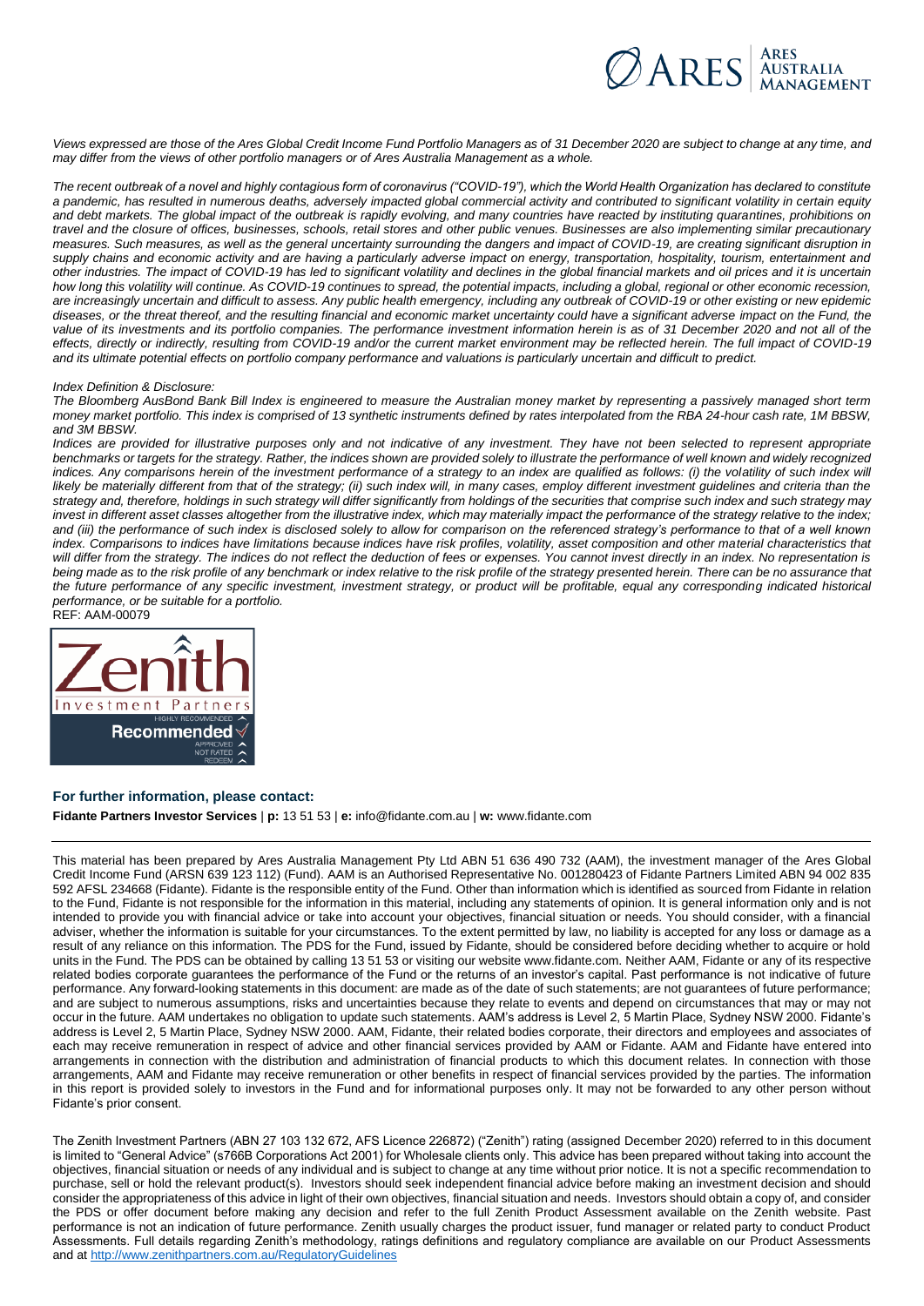*Views expressed are those of the Ares Global Credit Income Fund Portfolio Managers as of 31 December 2020 are subject to change at any time, and may differ from the views of other portfolio managers or of Ares Australia Management as a whole.*

*The recent outbreak of a novel and highly contagious form of coronavirus ("COVID-19"), which the World Health Organization has declared to constitute a pandemic, has resulted in numerous deaths, adversely impacted global commercial activity and contributed to significant volatility in certain equity and debt markets. The global impact of the outbreak is rapidly evolving, and many countries have reacted by instituting quarantines, prohibitions on travel and the closure of offices, businesses, schools, retail stores and other public venues. Businesses are also implementing similar precautionary measures. Such measures, as well as the general uncertainty surrounding the dangers and impact of COVID-19, are creating significant disruption in supply chains and economic activity and are having a particularly adverse impact on energy, transportation, hospitality, tourism, entertainment and other industries. The impact of COVID-19 has led to significant volatility and declines in the global financial markets and oil prices and it is uncertain how long this volatility will continue. As COVID-19 continues to spread, the potential impacts, including a global, regional or other economic recession, are increasingly uncertain and difficult to assess. Any public health emergency, including any outbreak of COVID-19 or other existing or new epidemic diseases, or the threat thereof, and the resulting financial and economic market uncertainty could have a significant adverse impact on the Fund, the value of its investments and its portfolio companies. The performance investment information herein is as of 31 December 2020 and not all of the effects, directly or indirectly, resulting from COVID-19 and/or the current market environment may be reflected herein. The full impact of COVID-19 and its ultimate potential effects on portfolio company performance and valuations is particularly uncertain and difficult to predict.*

*Index Definition & Disclosure:*

*The Bloomberg AusBond Bank Bill Index is engineered to measure the Australian money market by representing a passively managed short term money market portfolio. This index is comprised of 13 synthetic instruments defined by rates interpolated from the RBA 24-hour cash rate, 1M BBSW, and 3M BBSW.*

*Indices are provided for illustrative purposes only and not indicative of any investment. They have not been selected to represent appropriate benchmarks or targets for the strategy. Rather, the indices shown are provided solely to illustrate the performance of well known and widely recognized indices. Any comparisons herein of the investment performance of a strategy to an index are qualified as follows: (i) the volatility of such index will likely be materially different from that of the strategy; (ii) such index will, in many cases, employ different investment guidelines and criteria than the strategy and, therefore, holdings in such strategy will differ significantly from holdings of the securities that comprise such index and such strategy may invest in different asset classes altogether from the illustrative index, which may materially impact the performance of the strategy relative to the index; and (iii) the performance of such index is disclosed solely to allow for comparison on the referenced strategy's performance to that of a well known index. Comparisons to indices have limitations because indices have risk profiles, volatility, asset composition and other material characteristics that will differ from the strategy. The indices do not reflect the deduction of fees or expenses. You cannot invest directly in an index. No representation is being made as to the risk profile of any benchmark or index relative to the risk profile of the strategy presented herein. There can be no assurance that the future performance of any specific investment, investment strategy, or product will be profitable, equal any corresponding indicated historical performance, or be suitable for a portfolio.*

REF: AAM-00079

### For further information, please contact:

**Fidante Partners Investor Services** | **p:** 13 51 53 | **e:** info@fidante.com.au | **w:** www.fidante.com

This material has been prepared by Ares Australia Management Pty Ltd ABN 51 636 490 732 (AAM), the investment manager of the Ares Global Credit Income Fund (ARSN 639 123 112) (Fund). AAM is an Authorised Representative No. 001280423 of Fidante Partners Limited ABN 94 002 835 592 AFSL 234668 (Fidante). Fidante is the responsible entity of the Fund. Other than information which is identified as sourced from Fidante in relation to the Fund, Fidante is not responsible for the information in this material, including any statements of opinion. It is general information only and is not intended to provide you with financial advice or take into account your objectives, financial situation or needs. You should consider, with a financial adviser, whether the information is suitable for your circumstances. To the extent permitted by law, no liability is accepted for any loss or damage as a result of any reliance on this information. The PDS for the Fund, issued by Fidante, should be considered before deciding whether to acquire or hold units in the Fund. The PDS can be obtained by calling 13 51 53 or visiting our website www.fidante.com. Neither AAM, Fidante or any of its respective related bodies corporate guarantees the performance of the Fund or the returns of an investor's capital. Past performance is not indicative of future performance. Any forward-looking statements in this document: are made as of the date of such statements; are not guarantees of future performance; and are subject to numerous assumptions, risks and uncertainties because they relate to events and depend on circumstances that may or may not occur in the future. AAM undertakes no obligation to update such statements. AAM's address is Level 2, 5 Martin Place, Sydney NSW 2000. Fidante's address is Level 2, 5 Martin Place, Sydney NSW 2000. AAM, Fidante, their related bodies corporate, their directors and employees and associates of each may receive remuneration in respect of advice and other financial services provided by AAM or Fidante. AAM and Fidante have entered into arrangements in connection with the distribution and administration of financial products to which this document relates. In connection with those arrangements, AAM and Fidante may receive remuneration or other benefits in respect of financial services provided by the parties. The information in this report is provided solely to investors in the Fund and for informational purposes only. It may not be forwarded to any other person without Fidante's prior consent.

The Zenith Investment Partners (ABN 27 103 132 672, AFS Licence 226872) ("Zenith") rating (assigned December 2020) referred to in this document is limited to "General Advice" (s766B Corporations Act 2001) for Wholesale clients only. This advice has been prepared without taking into account the objectives, financial situation or needs of any individual and is subject to change at any time without prior notice. It is not a specific recommendation to purchase, sell or hold the relevant product(s). Investors should seek independent financial advice before making an investment decision and should consider the appropriateness of this advice in light of their own objectives, financial situation and needs. Investors should obtain a copy of, and consider the PDS or offer document before making any decision and refer to the full Zenith Product Assessment available on the Zenith website. Past performance is not an indication of future performance. Zenith usually charges the product issuer, fund manager or related party to conduct Product Assessments. Full details regarding Zenith's methodology, ratings definitions and regulatory compliance are available on our Product Assessments and at http://www.zenithpartners.com.au/RegulatoryGuidelines